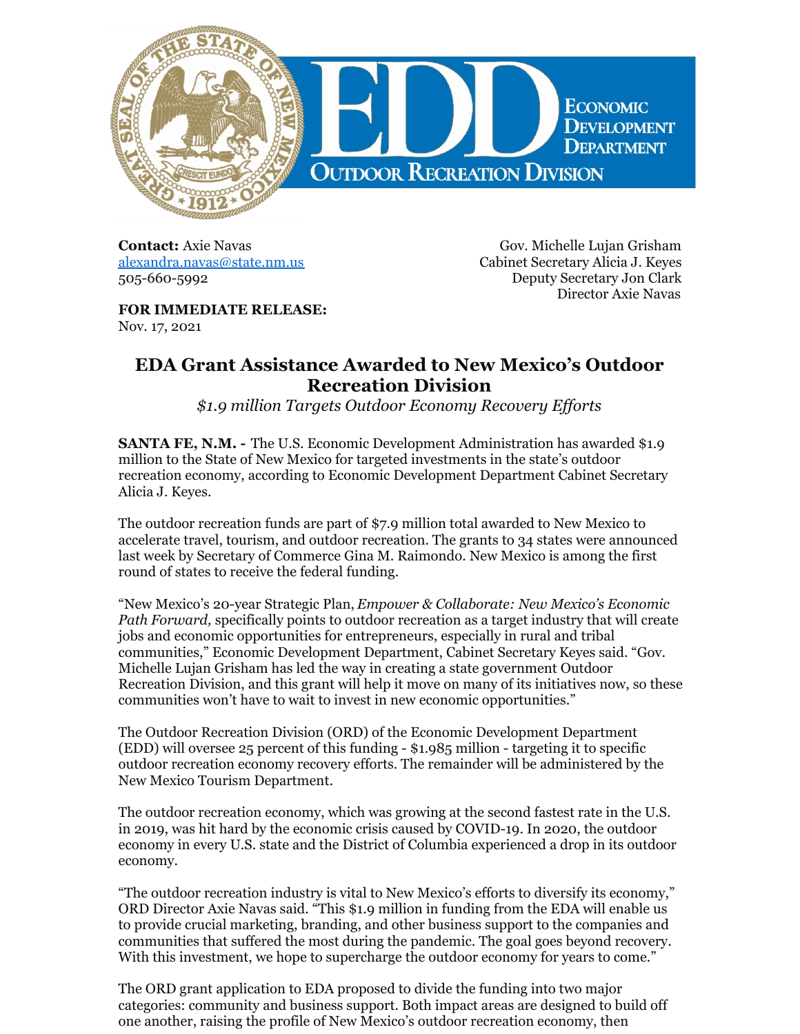ECONOMIC DEVELOPMENT DEPARTMENT
OUTDOOR RECREATION DIVISION

**Contact:** Axie Navas
[alexandra.navas@state.nm.us](mailto:alexandra.navas@state.nm.us)
505-660-5992

Gov. Michelle Lujan Grisham
Cabinet Secretary Alicia J. Keyes
Deputy Secretary Jon Clark
Director Axie Navas

**FOR IMMEDIATE RELEASE:**
Nov. 17, 2021

# EDA Grant Assistance Awarded to New Mexico's Outdoor Recreation Division

*$1.9 million Targets Outdoor Economy Recovery Efforts*

**SANTA FE, N.M. -** The U.S. Economic Development Administration has awarded $1.9 million to the State of New Mexico for targeted investments in the state's outdoor recreation economy, according to Economic Development Department Cabinet Secretary Alicia J. Keyes.

The outdoor recreation funds are part of $7.9 million total awarded to New Mexico to accelerate travel, tourism, and outdoor recreation. The grants to 34 states were announced last week by Secretary of Commerce Gina M. Raimondo. New Mexico is among the first round of states to receive the federal funding.

"New Mexico's 20-year Strategic Plan, *Empower & Collaborate: New Mexico's Economic Path Forward,* specifically points to outdoor recreation as a target industry that will create jobs and economic opportunities for entrepreneurs, especially in rural and tribal communities," Economic Development Department, Cabinet Secretary Keyes said. "Gov. Michelle Lujan Grisham has led the way in creating a state government Outdoor Recreation Division, and this grant will help it move on many of its initiatives now, so these communities won't have to wait to invest in new economic opportunities."

The Outdoor Recreation Division (ORD) of the Economic Development Department (EDD) will oversee 25 percent of this funding - $1.985 million - targeting it to specific outdoor recreation economy recovery efforts. The remainder will be administered by the New Mexico Tourism Department.

The outdoor recreation economy, which was growing at the second fastest rate in the U.S. in 2019, was hit hard by the economic crisis caused by COVID-19. In 2020, the outdoor economy in every U.S. state and the District of Columbia experienced a drop in its outdoor economy.

"The outdoor recreation industry is vital to New Mexico's efforts to diversify its economy," ORD Director Axie Navas said. "This $1.9 million in funding from the EDA will enable us to provide crucial marketing, branding, and other business support to the companies and communities that suffered the most during the pandemic. The goal goes beyond recovery. With this investment, we hope to supercharge the outdoor economy for years to come."

The ORD grant application to EDA proposed to divide the funding into two major categories: community and business support. Both impact areas are designed to build off one another, raising the profile of New Mexico's outdoor recreation economy, then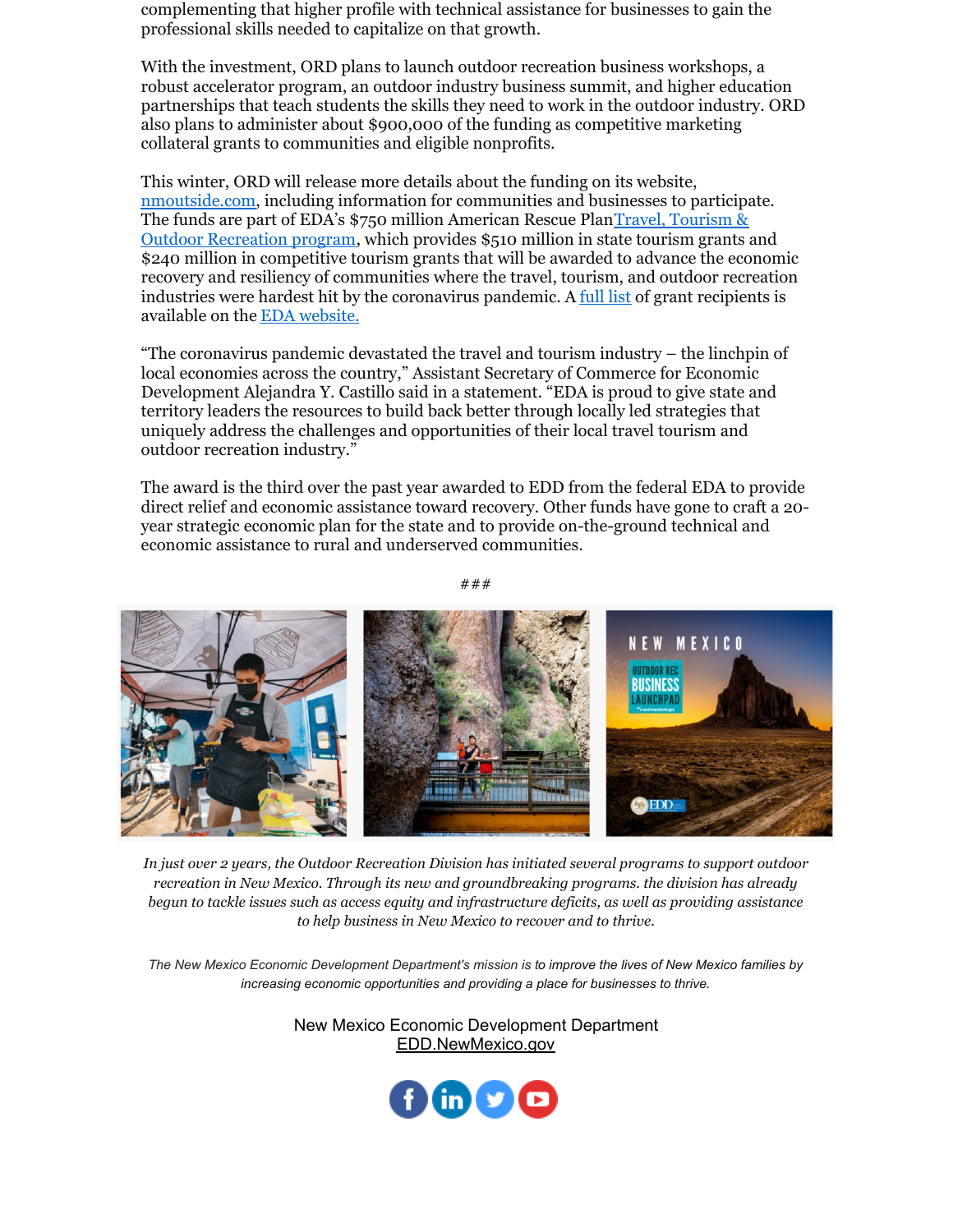complementing that higher profile with technical assistance for businesses to gain the professional skills needed to capitalize on that growth.

With the investment, ORD plans to launch outdoor recreation business workshops, a robust accelerator program, an outdoor industry business summit, and higher education partnerships that teach students the skills they need to work in the outdoor industry. ORD also plans to administer about $900,000 of the funding as competitive marketing collateral grants to communities and eligible nonprofits.

This winter, ORD will release more details about the funding on its website, nmoutside.com, including information for communities and businesses to participate. The funds are part of EDA's $750 million American Rescue Plan Travel, Tourism & Outdoor Recreation program, which provides $510 million in state tourism grants and $240 million in competitive tourism grants that will be awarded to advance the economic recovery and resiliency of communities where the travel, tourism, and outdoor recreation industries were hardest hit by the coronavirus pandemic. A full list of grant recipients is available on the EDA website.

"The coronavirus pandemic devastated the travel and tourism industry – the linchpin of local economies across the country," Assistant Secretary of Commerce for Economic Development Alejandra Y. Castillo said in a statement. "EDA is proud to give state and territory leaders the resources to build back better through locally led strategies that uniquely address the challenges and opportunities of their local travel tourism and outdoor recreation industry."

The award is the third over the past year awarded to EDD from the federal EDA to provide direct relief and economic assistance toward recovery. Other funds have gone to craft a 20-year strategic economic plan for the state and to provide on-the-ground technical and economic assistance to rural and underserved communities.

###

*In just over 2 years, the Outdoor Recreation Division has initiated several programs to support outdoor recreation in New Mexico. Through its new and groundbreaking programs. the division has already begun to tackle issues such as access equity and infrastructure deficits, as well as providing assistance to help business in New Mexico to recover and to thrive.*

*The New Mexico Economic Development Department's mission is to improve the lives of New Mexico families by increasing economic opportunities and providing a place for businesses to thrive.*

New Mexico Economic Development Department
EDD.NewMexico.gov